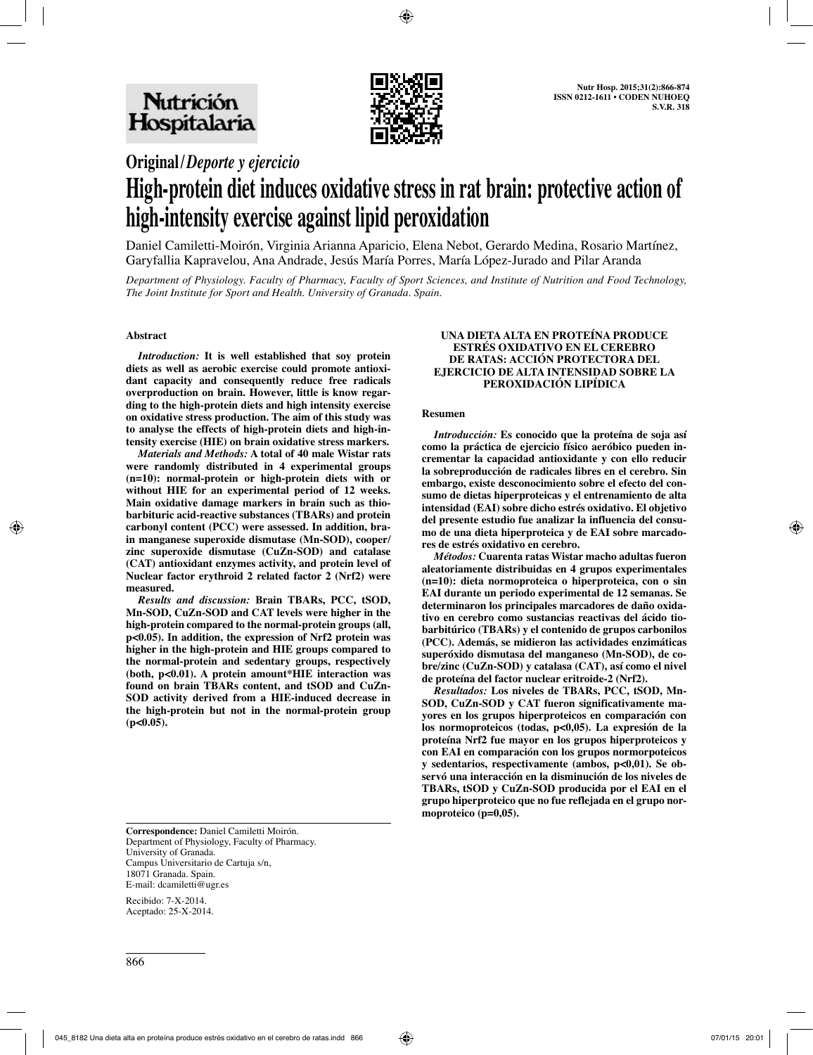# Original/*Deporte y ejercicio*

# High-protein diet induces oxidative stress in rat brain: protective action of high-intensity exercise against lipid peroxidation

Daniel Camiletti-Moirón, Virginia Arianna Aparicio, Elena Nebot, Gerardo Medina, Rosario Martínez, Garyfallia Kapravelou, Ana Andrade, Jesús María Porres, María López-Jurado and Pilar Aranda

*Department of Physiology. Faculty of Pharmacy, Faculty of Sport Sciences, and Institute of Nutrition and Food Technology, The Joint Institute for Sport and Health. University of Granada. Spain.*

### Abstract

***Introduction:*** **It is well established that soy protein diets as well as aerobic exercise could promote antioxidant capacity and consequently reduce free radicals overproduction on brain. However, little is know regarding to the high-protein diets and high intensity exercise on oxidative stress production. The aim of this study was to analyse the effects of high-protein diets and high-intensity exercise (HIE) on brain oxidative stress markers.**

***Materials and Methods:*** **A total of 40 male Wistar rats were randomly distributed in 4 experimental groups (n=10): normal-protein or high-protein diets with or without HIE for an experimental period of 12 weeks. Main oxidative damage markers in brain such as thiobarbituric acid-reactive substances (TBARs) and protein carbonyl content (PCC) were assessed. In addition, brain manganese superoxide dismutase (Mn-SOD), cooper/zinc superoxide dismutase (CuZn-SOD) and catalase (CAT) antioxidant enzymes activity, and protein level of Nuclear factor erythroid 2 related factor 2 (Nrf2) were measured.**

***Results and discussion:*** **Brain TBARs, PCC, tSOD, Mn-SOD, CuZn-SOD and CAT levels were higher in the high-protein compared to the normal-protein groups (all, p<0.05). In addition, the expression of Nrf2 protein was higher in the high-protein and HIE groups compared to the normal-protein and sedentary groups, respectively (both, p<0.01). A protein amount*HIE interaction was found on brain TBARs content, and tSOD and CuZn-SOD activity derived from a HIE-induced decrease in the high-protein but not in the normal-protein group (p<0.05).**

### UNA DIETA ALTA EN PROTEÍNA PRODUCE ESTRÉS OXIDATIVO EN EL CEREBRO DE RATAS: ACCIÓN PROTECTORA DEL EJERCICIO DE ALTA INTENSIDAD SOBRE LA PEROXIDACIÓN LIPÍDICA

### Resumen

***Introducción:*** **Es conocido que la proteína de soja así como la práctica de ejercicio físico aeróbico pueden incrementar la capacidad antioxidante y con ello reducir la sobreproducción de radicales libres en el cerebro. Sin embargo, existe desconocimiento sobre el efecto del consumo de dietas hiperproteicas y el entrenamiento de alta intensidad (EAI) sobre dicho estrés oxidativo. El objetivo del presente estudio fue analizar la influencia del consumo de una dieta hiperproteica y de EAI sobre marcadores de estrés oxidativo en cerebro.**

***Métodos:*** **Cuarenta ratas Wistar macho adultas fueron aleatoriamente distribuidas en 4 grupos experimentales (n=10): dieta normoproteica o hiperproteica, con o sin EAI durante un periodo experimental de 12 semanas. Se determinaron los principales marcadores de daño oxidativo en cerebro como sustancias reactivas del ácido tiobarbitúrico (TBARs) y el contenido de grupos carbonilos (PCC). Además, se midieron las actividades enzimáticas superóxido dismutasa del manganeso (Mn-SOD), de cobre/zinc (CuZn-SOD) y catalasa (CAT), así como el nivel de proteína del factor nuclear eritroide-2 (Nrf2).**

***Resultados:*** **Los niveles de TBARs, PCC, tSOD, Mn-SOD, CuZn-SOD y CAT fueron significativamente mayores en los grupos hiperproteicos en comparación con los normoproteicos (todas, p<0,05). La expresión de la proteína Nrf2 fue mayor en los grupos hiperproteicos y con EAI en comparación con los grupos normorpoteicos y sedentarios, respectivamente (ambos, p<0,01). Se observó una interacción en la disminución de los niveles de TBARs, tSOD y CuZn-SOD producida por el EAI en el grupo hiperproteico que no fue reflejada en el grupo normoproteico (p=0,05).**

**Correspondence:** Daniel Camiletti Moirón.
Department of Physiology, Faculty of Pharmacy.
University of Granada.
Campus Universitario de Cartuja s/n,
18071 Granada. Spain.
E-mail: dcamiletti@ugr.es

Recibido: 7-X-2014.
Aceptado: 25-X-2014.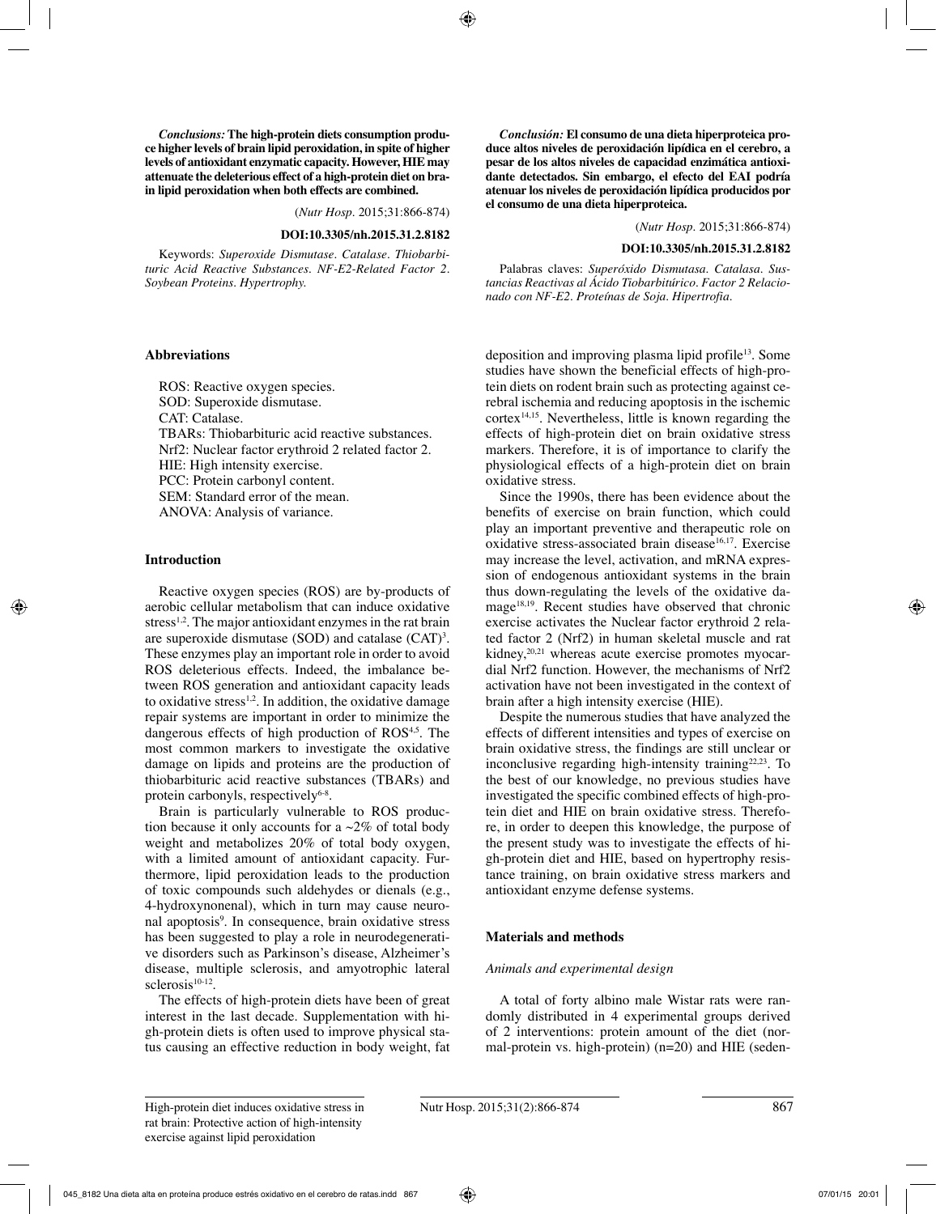*Conclusions:* **The high-protein diets consumption produce higher levels of brain lipid peroxidation, in spite of higher levels of antioxidant enzymatic capacity. However, HIE may attenuate the deleterious effect of a high-protein diet on brain lipid peroxidation when both effects are combined.**

(*Nutr Hosp.* 2015;31:866-874)

**DOI:10.3305/nh.2015.31.2.8182**

Keywords: *Superoxide Dismutase. Catalase. Thiobarbituric Acid Reactive Substances. NF-E2-Related Factor 2. Soybean Proteins. Hypertrophy.*

*Conclusión:* **El consumo de una dieta hiperproteica produce altos niveles de peroxidación lipídica en el cerebro, a pesar de los altos niveles de capacidad enzimática antioxidante detectados. Sin embargo, el efecto del EAI podría atenuar los niveles de peroxidación lipídica producidos por el consumo de una dieta hiperproteica.**

(*Nutr Hosp.* 2015;31:866-874)

**DOI:10.3305/nh.2015.31.2.8182**

Palabras claves: *Superóxido Dismutasa. Catalasa. Sustancias Reactivas al Ácido Tiobarbitúrico. Factor 2 Relacionado con NF-E2. Proteínas de Soja. Hipertrofia.*

## Abbreviations

ROS: Reactive oxygen species.
SOD: Superoxide dismutase.
CAT: Catalase.
TBARs: Thiobarbituric acid reactive substances.
Nrf2: Nuclear factor erythroid 2 related factor 2.
HIE: High intensity exercise.
PCC: Protein carbonyl content.
SEM: Standard error of the mean.
ANOVA: Analysis of variance.

## Introduction

Reactive oxygen species (ROS) are by-products of aerobic cellular metabolism that can induce oxidative stress[1,2]. The major antioxidant enzymes in the rat brain are superoxide dismutase (SOD) and catalase (CAT)[3]. These enzymes play an important role in order to avoid ROS deleterious effects. Indeed, the imbalance between ROS generation and antioxidant capacity leads to oxidative stress[1,2]. In addition, the oxidative damage repair systems are important in order to minimize the dangerous effects of high production of ROS[4,5]. The most common markers to investigate the oxidative damage on lipids and proteins are the production of thiobarbituric acid reactive substances (TBARs) and protein carbonyls, respectively[6-8].

Brain is particularly vulnerable to ROS production because it only accounts for a ~2% of total body weight and metabolizes 20% of total body oxygen, with a limited amount of antioxidant capacity. Furthermore, lipid peroxidation leads to the production of toxic compounds such aldehydes or dienals (e.g., 4-hydroxynonenal), which in turn may cause neuronal apoptosis[9]. In consequence, brain oxidative stress has been suggested to play a role in neurodegenerative disorders such as Parkinson's disease, Alzheimer's disease, multiple sclerosis, and amyotrophic lateral sclerosis[10-12].

The effects of high-protein diets have been of great interest in the last decade. Supplementation with high-protein diets is often used to improve physical status causing an effective reduction in body weight, fat deposition and improving plasma lipid profile[13]. Some studies have shown the beneficial effects of high-protein diets on rodent brain such as protecting against cerebral ischemia and reducing apoptosis in the ischemic cortex[14,15]. Nevertheless, little is known regarding the effects of high-protein diet on brain oxidative stress markers. Therefore, it is of importance to clarify the physiological effects of a high-protein diet on brain oxidative stress.

Since the 1990s, there has been evidence about the benefits of exercise on brain function, which could play an important preventive and therapeutic role on oxidative stress-associated brain disease[16,17]. Exercise may increase the level, activation, and mRNA expression of endogenous antioxidant systems in the brain thus down-regulating the levels of the oxidative damage[18,19]. Recent studies have observed that chronic exercise activates the Nuclear factor erythroid 2 related factor 2 (Nrf2) in human skeletal muscle and rat kidney,[20,21] whereas acute exercise promotes myocardial Nrf2 function. However, the mechanisms of Nrf2 activation have not been investigated in the context of brain after a high intensity exercise (HIE).

Despite the numerous studies that have analyzed the effects of different intensities and types of exercise on brain oxidative stress, the findings are still unclear or inconclusive regarding high-intensity training[22,23]. To the best of our knowledge, no previous studies have investigated the specific combined effects of high-protein diet and HIE on brain oxidative stress. Therefore, in order to deepen this knowledge, the purpose of the present study was to investigate the effects of high-protein diet and HIE, based on hypertrophy resistance training, on brain oxidative stress markers and antioxidant enzyme defense systems.

## Materials and methods

### *Animals and experimental design*

A total of forty albino male Wistar rats were randomly distributed in 4 experimental groups derived of 2 interventions: protein amount of the diet (normal-protein vs. high-protein) (n=20) and HIE (seden-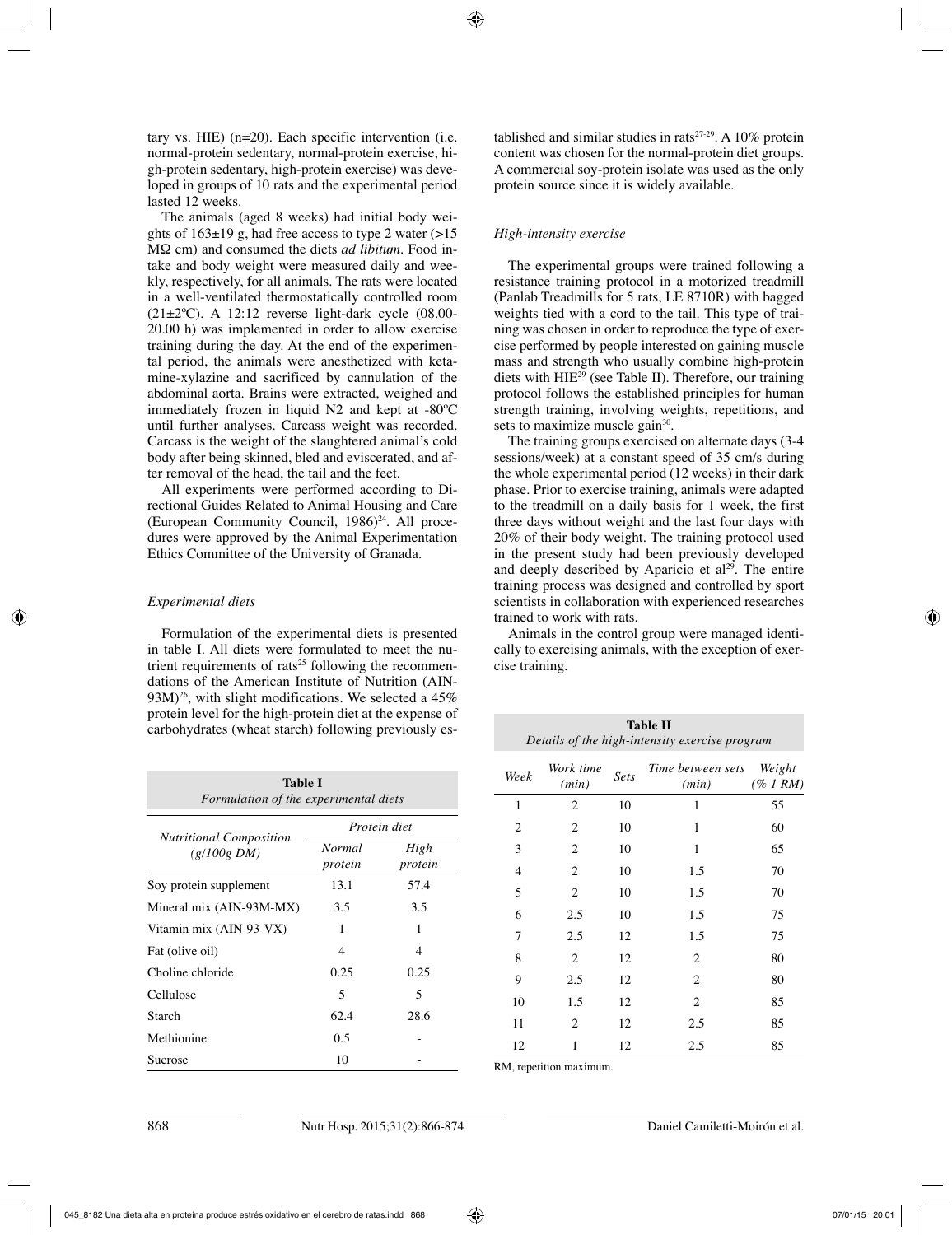tary vs. HIE) (n=20). Each specific intervention (i.e. normal-protein sedentary, normal-protein exercise, high-protein sedentary, high-protein exercise) was developed in groups of 10 rats and the experimental period lasted 12 weeks.

The animals (aged 8 weeks) had initial body weights of 163±19 g, had free access to type 2 water (>15 MΩ cm) and consumed the diets *ad libitum*. Food intake and body weight were measured daily and weekly, respectively, for all animals. The rats were located in a well-ventilated thermostatically controlled room (21±2ºC). A 12:12 reverse light-dark cycle (08.00-20.00 h) was implemented in order to allow exercise training during the day. At the end of the experimental period, the animals were anesthetized with ketamine-xylazine and sacrificed by cannulation of the abdominal aorta. Brains were extracted, weighed and immediately frozen in liquid N2 and kept at -80ºC until further analyses. Carcass weight was recorded. Carcass is the weight of the slaughtered animal's cold body after being skinned, bled and eviscerated, and after removal of the head, the tail and the feet.

All experiments were performed according to Directional Guides Related to Animal Housing and Care (European Community Council, 1986)[24]. All procedures were approved by the Animal Experimentation Ethics Committee of the University of Granada.

### *Experimental diets*

Formulation of the experimental diets is presented in table I. All diets were formulated to meet the nutrient requirements of rats[25] following the recommendations of the American Institute of Nutrition (AIN-93M)[26], with slight modifications. We selected a 45% protein level for the high-protein diet at the expense of carbohydrates (wheat starch) following previously established and similar studies in rats[27-29]. A 10% protein content was chosen for the normal-protein diet groups. A commercial soy-protein isolate was used as the only protein source since it is widely available.

**Table I**
*Formulation of the experimental diets*

| Nutritional Composition (g/100g DM) | Protein diet | |
|---|---|---|
| | Normal protein | High protein |
| Soy protein supplement | 13.1 | 57.4 |
| Mineral mix (AIN-93M-MX) | 3.5 | 3.5 |
| Vitamin mix (AIN-93-VX) | 1 | 1 |
| Fat (olive oil) | 4 | 4 |
| Choline chloride | 0.25 | 0.25 |
| Cellulose | 5 | 5 |
| Starch | 62.4 | 28.6 |
| Methionine | 0.5 | - |
| Sucrose | 10 | - |

### *High-intensity exercise*

The experimental groups were trained following a resistance training protocol in a motorized treadmill (Panlab Treadmills for 5 rats, LE 8710R) with bagged weights tied with a cord to the tail. This type of training was chosen in order to reproduce the type of exercise performed by people interested on gaining muscle mass and strength who usually combine high-protein diets with HIE[29] (see Table II). Therefore, our training protocol follows the established principles for human strength training, involving weights, repetitions, and sets to maximize muscle gain[30].

The training groups exercised on alternate days (3-4 sessions/week) at a constant speed of 35 cm/s during the whole experimental period (12 weeks) in their dark phase. Prior to exercise training, animals were adapted to the treadmill on a daily basis for 1 week, the first three days without weight and the last four days with 20% of their body weight. The training protocol used in the present study had been previously developed and deeply described by Aparicio et al[29]. The entire training process was designed and controlled by sport scientists in collaboration with experienced researches trained to work with rats.

Animals in the control group were managed identically to exercising animals, with the exception of exercise training.

**Table II**
*Details of the high-intensity exercise program*

| Week | Work time (min) | Sets | Time between sets (min) | Weight (% 1 RM) |
|---|---|---|---|---|
| 1 | 2 | 10 | 1 | 55 |
| 2 | 2 | 10 | 1 | 60 |
| 3 | 2 | 10 | 1 | 65 |
| 4 | 2 | 10 | 1.5 | 70 |
| 5 | 2 | 10 | 1.5 | 70 |
| 6 | 2.5 | 10 | 1.5 | 75 |
| 7 | 2.5 | 12 | 1.5 | 75 |
| 8 | 2 | 12 | 2 | 80 |
| 9 | 2.5 | 12 | 2 | 80 |
| 10 | 1.5 | 12 | 2 | 85 |
| 11 | 2 | 12 | 2.5 | 85 |
| 12 | 1 | 12 | 2.5 | 85 |

RM, repetition maximum.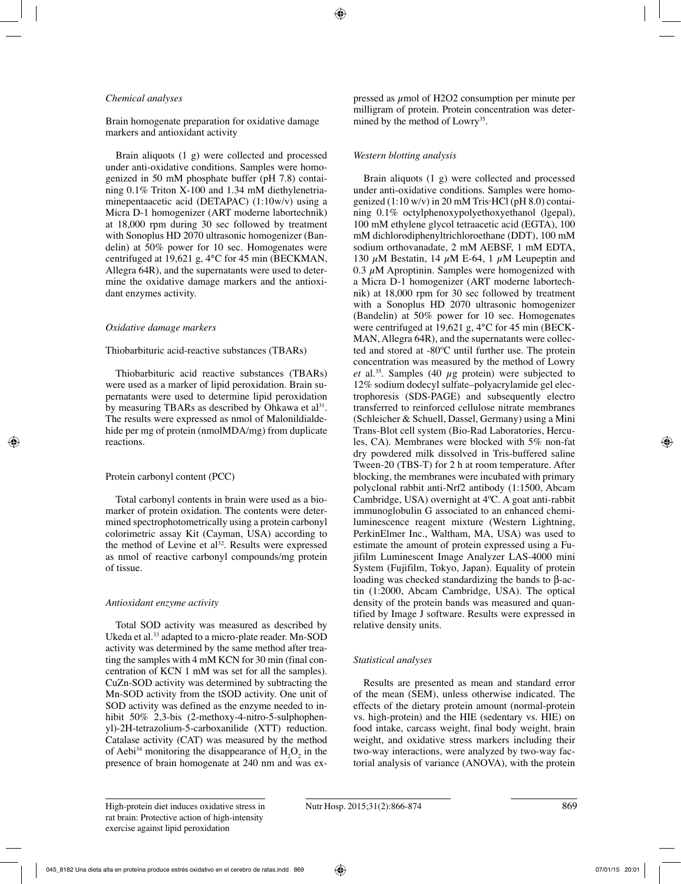*Chemical analyses*

Brain homogenate preparation for oxidative damage markers and antioxidant activity

Brain aliquots (1 g) were collected and processed under anti-oxidative conditions. Samples were homogenized in 50 mM phosphate buffer (pH 7.8) containing 0.1% Triton X-100 and 1.34 mM diethylenetriaminepentaacetic acid (DETAPAC) (1:10w/v) using a Micra D-1 homogenizer (ART moderne labortechnik) at 18,000 rpm during 30 sec followed by treatment with Sonoplus HD 2070 ultrasonic homogenizer (Bandelin) at 50% power for 10 sec. Homogenates were centrifuged at 19,621 g, 4°C for 45 min (BECKMAN, Allegra 64R), and the supernatants were used to determine the oxidative damage markers and the antioxidant enzymes activity.

*Oxidative damage markers*

Thiobarbituric acid-reactive substances (TBARs)

Thiobarbituric acid reactive substances (TBARs) were used as a marker of lipid peroxidation. Brain supernatants were used to determine lipid peroxidation by measuring TBARs as described by Ohkawa et al[31]. The results were expressed as nmol of Malonildialdehide per mg of protein (nmolMDA/mg) from duplicate reactions.

Protein carbonyl content (PCC)

Total carbonyl contents in brain were used as a biomarker of protein oxidation. The contents were determined spectrophotometrically using a protein carbonyl colorimetric assay Kit (Cayman, USA) according to the method of Levine et al[32]. Results were expressed as nmol of reactive carbonyl compounds/mg protein of tissue.

*Antioxidant enzyme activity*

Total SOD activity was measured as described by Ukeda et al.[33] adapted to a micro-plate reader. Mn-SOD activity was determined by the same method after treating the samples with 4 mM KCN for 30 min (final concentration of KCN 1 mM was set for all the samples). CuZn-SOD activity was determined by subtracting the Mn-SOD activity from the tSOD activity. One unit of SOD activity was defined as the enzyme needed to inhibit 50% 2,3-bis (2-methoxy-4-nitro-5-sulphophenyl)-2H-tetrazolium-5-carboxanilide (XTT) reduction. Catalase activity (CAT) was measured by the method of Aebi[34] monitoring the disappearance of $H_2O_2$ in the presence of brain homogenate at 240 nm and was expressed as $\mu$mol of H2O2 consumption per minute per milligram of protein. Protein concentration was determined by the method of Lowry[35].

*Western blotting analysis*

Brain aliquots (1 g) were collected and processed under anti-oxidative conditions. Samples were homogenized (1:10 w/v) in 20 mM Tris·HCl (pH 8.0) containing 0.1% octylphenoxypolyethoxyethanol (lgepal), 100 mM ethylene glycol tetraacetic acid (EGTA), 100 mM dichlorodiphenyltrichloroethane (DDT), 100 mM sodium orthovanadate, 2 mM AEBSF, 1 mM EDTA, 130 $\mu$M Bestatin, 14 $\mu$M E-64, 1 $\mu$M Leupeptin and 0.3 $\mu$M Aproptinin. Samples were homogenized with a Micra D-1 homogenizer (ART moderne labortechnik) at 18,000 rpm for 30 sec followed by treatment with a Sonoplus HD 2070 ultrasonic homogenizer (Bandelin) at 50% power for 10 sec. Homogenates were centrifuged at 19,621 g, 4°C for 45 min (BECKMAN, Allegra 64R), and the supernatants were collected and stored at -80ºC until further use. The protein concentration was measured by the method of Lowry *et* al.[35]. Samples (40 $\mu$g protein) were subjected to 12% sodium dodecyl sulfate–polyacrylamide gel electrophoresis (SDS-PAGE) and subsequently electro transferred to reinforced cellulose nitrate membranes (Schleicher & Schuell, Dassel, Germany) using a Mini Trans-Blot cell system (Bio-Rad Laboratories, Hercules, CA). Membranes were blocked with 5% non-fat dry powdered milk dissolved in Tris-buffered saline Tween-20 (TBS-T) for 2 h at room temperature. After blocking, the membranes were incubated with primary polyclonal rabbit anti-Nrf2 antibody (1:1500, Abcam Cambridge, USA) overnight at 4ºC. A goat anti-rabbit immunoglobulin G associated to an enhanced chemiluminescence reagent mixture (Western Lightning, PerkinElmer Inc., Waltham, MA, USA) was used to estimate the amount of protein expressed using a Fujifilm Luminescent Image Analyzer LAS-4000 mini System (Fujifilm, Tokyo, Japan). Equality of protein loading was checked standardizing the bands to β-actin (1:2000, Abcam Cambridge, USA). The optical density of the protein bands was measured and quantified by Image J software. Results were expressed in relative density units.

*Statistical analyses*

Results are presented as mean and standard error of the mean (SEM), unless otherwise indicated. The effects of the dietary protein amount (normal-protein vs. high-protein) and the HIE (sedentary vs. HIE) on food intake, carcass weight, final body weight, brain weight, and oxidative stress markers including their two-way interactions, were analyzed by two-way factorial analysis of variance (ANOVA), with the protein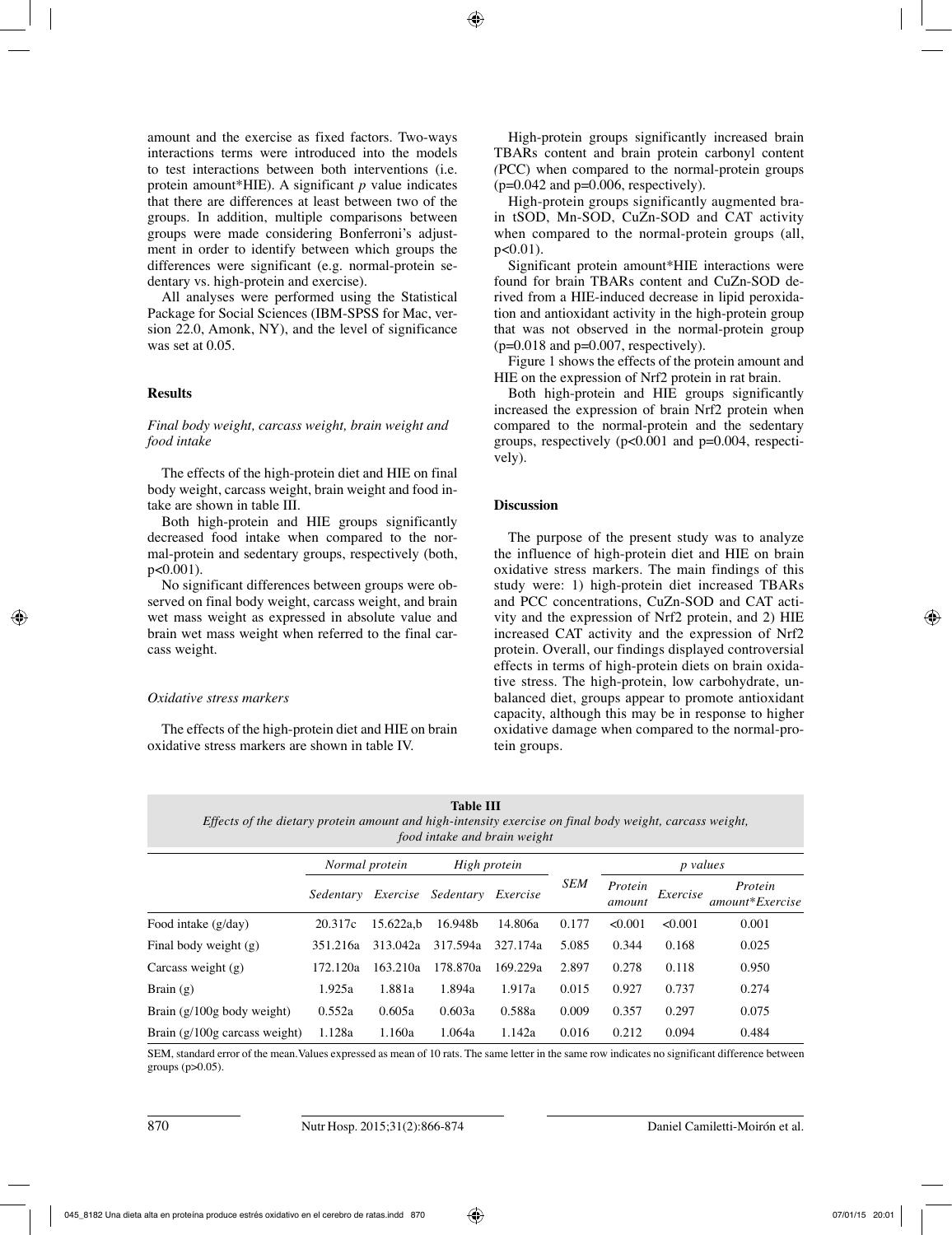amount and the exercise as fixed factors. Two-ways interactions terms were introduced into the models to test interactions between both interventions (i.e. protein amount*HIE). A significant *p* value indicates that there are differences at least between two of the groups. In addition, multiple comparisons between groups were made considering Bonferroni's adjustment in order to identify between which groups the differences were significant (e.g. normal-protein sedentary vs. high-protein and exercise).

All analyses were performed using the Statistical Package for Social Sciences (IBM-SPSS for Mac, version 22.0, Amonk, NY), and the level of significance was set at 0.05.

## Results

### *Final body weight, carcass weight, brain weight and food intake*

The effects of the high-protein diet and HIE on final body weight, carcass weight, brain weight and food intake are shown in table III.

Both high-protein and HIE groups significantly decreased food intake when compared to the normal-protein and sedentary groups, respectively (both, $p<0.001$).

No significant differences between groups were observed on final body weight, carcass weight, and brain wet mass weight as expressed in absolute value and brain wet mass weight when referred to the final carcass weight.

### *Oxidative stress markers*

The effects of the high-protein diet and HIE on brain oxidative stress markers are shown in table IV.

High-protein groups significantly increased brain TBARs content and brain protein carbonyl content (PCC) when compared to the normal-protein groups ($p=0.042$ and $p=0.006$, respectively).

High-protein groups significantly augmented brain tSOD, Mn-SOD, CuZn-SOD and CAT activity when compared to the normal-protein groups (all, $p<0.01$).

Significant protein amount*HIE interactions were found for brain TBARs content and CuZn-SOD derived from a HIE-induced decrease in lipid peroxidation and antioxidant activity in the high-protein group that was not observed in the normal-protein group ($p=0.018$ and $p=0.007$, respectively).

Figure 1 shows the effects of the protein amount and HIE on the expression of Nrf2 protein in rat brain.

Both high-protein and HIE groups significantly increased the expression of brain Nrf2 protein when compared to the normal-protein and the sedentary groups, respectively ($p<0.001$ and $p=0.004$, respectively).

## Discussion

The purpose of the present study was to analyze the influence of high-protein diet and HIE on brain oxidative stress markers. The main findings of this study were: 1) high-protein diet increased TBARs and PCC concentrations, CuZn-SOD and CAT activity and the expression of Nrf2 protein, and 2) HIE increased CAT activity and the expression of Nrf2 protein. Overall, our findings displayed controversial effects in terms of high-protein diets on brain oxidative stress. The high-protein, low carbohydrate, unbalanced diet, groups appear to promote antioxidant capacity, although this may be in response to higher oxidative damage when compared to the normal-protein groups.

**Table III**
*Effects of the dietary protein amount and high-intensity exercise on final body weight, carcass weight, food intake and brain weight*

| | Normal protein | | High protein | | SEM | p values | | |
|---|---|---|---|---|---|---|---|---|
| | Sedentary | Exercise | Sedentary | Exercise | | Protein amount | Exercise | Protein amount*Exercise |
| Food intake (g/day) | 20.317c | 15.622a,b | 16.948b | 14.806a | 0.177 | <0.001 | <0.001 | 0.001 |
| Final body weight (g) | 351.216a | 313.042a | 317.594a | 327.174a | 5.085 | 0.344 | 0.168 | 0.025 |
| Carcass weight (g) | 172.120a | 163.210a | 178.870a | 169.229a | 2.897 | 0.278 | 0.118 | 0.950 |
| Brain (g) | 1.925a | 1.881a | 1.894a | 1.917a | 0.015 | 0.927 | 0.737 | 0.274 |
| Brain (g/100g body weight) | 0.552a | 0.605a | 0.603a | 0.588a | 0.009 | 0.357 | 0.297 | 0.075 |
| Brain (g/100g carcass weight) | 1.128a | 1.160a | 1.064a | 1.142a | 0.016 | 0.212 | 0.094 | 0.484 |

SEM, standard error of the mean. Values expressed as mean of 10 rats. The same letter in the same row indicates no significant difference between groups ($p>0.05$).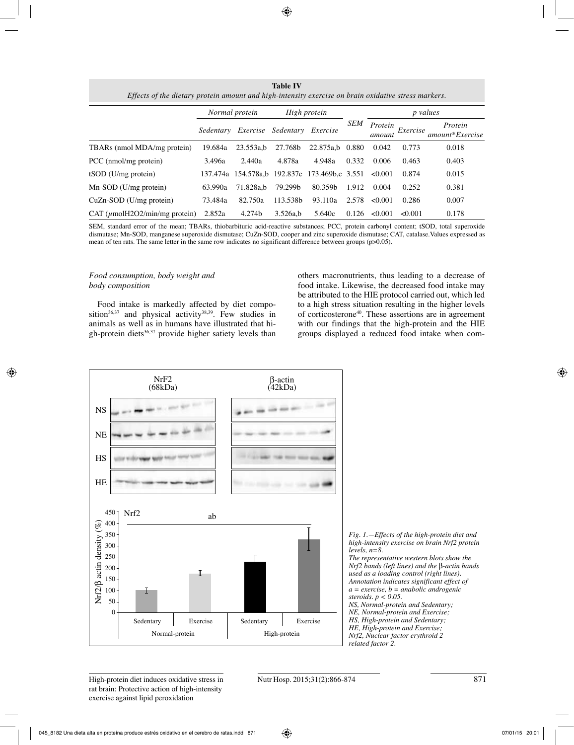**Table IV**
*Effects of the dietary protein amount and high-intensity exercise on brain oxidative stress markers.*

| | Normal protein | | High protein | | SEM | p values | | |
|---|---|---|---|---|---|---|---|---|
| | Sedentary | Exercise | Sedentary | Exercise | | Protein amount | Exercise | Protein amount*Exercise |
| TBARs (nmol MDA/mg protein) | 19.684a | 23.553a,b | 27.768b | 22.875a,b | 0.880 | 0.042 | 0.773 | 0.018 |
| PCC (nmol/mg protein) | 3.496a | 2.440a | 4.878a | 4.948a | 0.332 | 0.006 | 0.463 | 0.403 |
| tSOD (U/mg protein) | 137.474a | 154.578a,b | 192.837c | 173.469b,c | 3.551 | <0.001 | 0.874 | 0.015 |
| Mn-SOD (U/mg protein) | 63.990a | 71.828a,b | 79.299b | 80.359b | 1.912 | 0.004 | 0.252 | 0.381 |
| CuZn-SOD (U/mg protein) | 73.484a | 82.750a | 113.538b | 93.110a | 2.578 | <0.001 | 0.286 | 0.007 |
| CAT ($\mu$molH2O2/min/mg protein) | 2.852a | 4.274b | 3.526a,b | 5.640c | 0.126 | <0.001 | <0.001 | 0.178 |

SEM, standard error of the mean; TBARs, thiobarbituric acid-reactive substances; PCC, protein carbonyl content; tSOD, total superoxide dismutase; Mn-SOD, manganese superoxide dismutase; CuZn-SOD, cooper and zinc superoxide dismutase; CAT, catalase.Values expressed as mean of ten rats. The same letter in the same row indicates no significant difference between groups (p>0.05).

### *Food consumption, body weight and body composition*

Food intake is markedly affected by diet composition[36,37] and physical activity[38,39]. Few studies in animals as well as in humans have illustrated that high-protein diets[36,37] provide higher satiety levels than others macronutrients, thus leading to a decrease of food intake. Likewise, the decreased food intake may be attributed to the HIE protocol carried out, which led to a high stress situation resulting in the higher levels of corticosterone[40]. These assertions are in agreement with our findings that the high-protein and the HIE groups displayed a reduced food intake when com-

*Fig. 1.—Effects of the high-protein diet and high-intensity exercise on brain Nrf2 protein levels, n=8. The representative western blots show the Nrf2 bands (left lines) and the β-actin bands used as a loading control (right lines). Annotation indicates significant effect of a = exercise, b = anabolic androgenic steroids. p < 0.05. NS, Normal-protein and Sedentary; NE, Normal-protein and Exercise; HS, High-protein and Sedentary; HE, High-protein and Exercise; Nrf2, Nuclear factor erythroid 2 related factor 2.*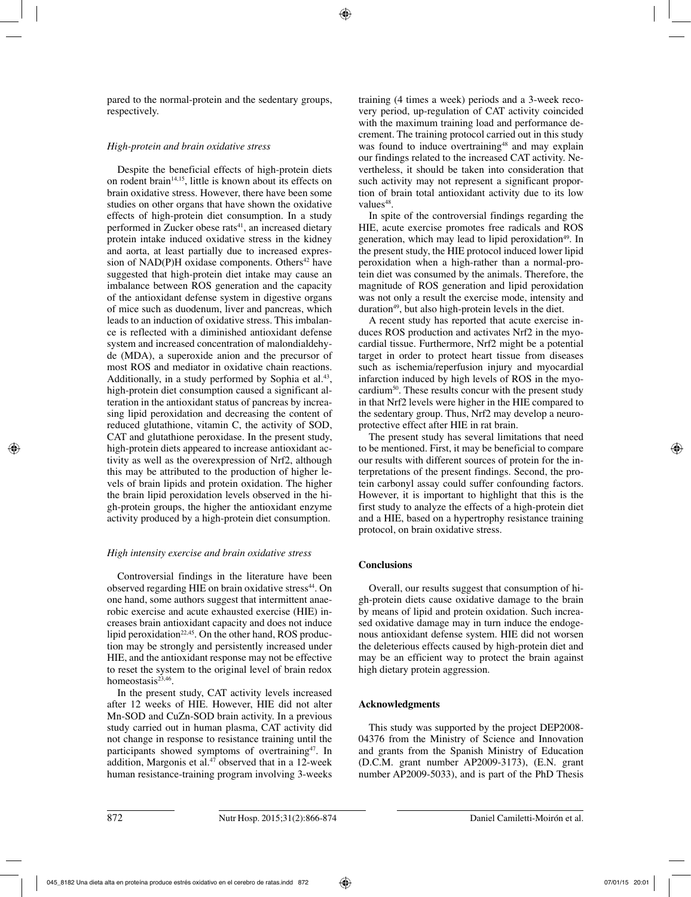pared to the normal-protein and the sedentary groups, respectively.

### *High-protein and brain oxidative stress*

Despite the beneficial effects of high-protein diets on rodent brain[14,15], little is known about its effects on brain oxidative stress. However, there have been some studies on other organs that have shown the oxidative effects of high-protein diet consumption. In a study performed in Zucker obese rats[41], an increased dietary protein intake induced oxidative stress in the kidney and aorta, at least partially due to increased expression of NAD(P)H oxidase components. Others[42] have suggested that high-protein diet intake may cause an imbalance between ROS generation and the capacity of the antioxidant defense system in digestive organs of mice such as duodenum, liver and pancreas, which leads to an induction of oxidative stress. This imbalance is reflected with a diminished antioxidant defense system and increased concentration of malondialdehyde (MDA), a superoxide anion and the precursor of most ROS and mediator in oxidative chain reactions. Additionally, in a study performed by Sophia et al.[43], high-protein diet consumption caused a significant alteration in the antioxidant status of pancreas by increasing lipid peroxidation and decreasing the content of reduced glutathione, vitamin C, the activity of SOD, CAT and glutathione peroxidase. In the present study, high-protein diets appeared to increase antioxidant activity as well as the overexpression of Nrf2, although this may be attributed to the production of higher levels of brain lipids and protein oxidation. The higher the brain lipid peroxidation levels observed in the high-protein groups, the higher the antioxidant enzyme activity produced by a high-protein diet consumption.

### *High intensity exercise and brain oxidative stress*

Controversial findings in the literature have been observed regarding HIE on brain oxidative stress[44]. On one hand, some authors suggest that intermittent anaerobic exercise and acute exhausted exercise (HIE) increases brain antioxidant capacity and does not induce lipid peroxidation[22,45]. On the other hand, ROS production may be strongly and persistently increased under HIE, and the antioxidant response may not be effective to reset the system to the original level of brain redox homeostasis[23,46].

In the present study, CAT activity levels increased after 12 weeks of HIE. However, HIE did not alter Mn-SOD and CuZn-SOD brain activity. In a previous study carried out in human plasma, CAT activity did not change in response to resistance training until the participants showed symptoms of overtraining[47]. In addition, Margonis et al.[47] observed that in a 12-week human resistance-training program involving 3-weeks training (4 times a week) periods and a 3-week recovery period, up-regulation of CAT activity coincided with the maximum training load and performance decrement. The training protocol carried out in this study was found to induce overtraining[48] and may explain our findings related to the increased CAT activity. Nevertheless, it should be taken into consideration that such activity may not represent a significant proportion of brain total antioxidant activity due to its low values[48].

In spite of the controversial findings regarding the HIE, acute exercise promotes free radicals and ROS generation, which may lead to lipid peroxidation[49]. In the present study, the HIE protocol induced lower lipid peroxidation when a high-rather than a normal-protein diet was consumed by the animals. Therefore, the magnitude of ROS generation and lipid peroxidation was not only a result the exercise mode, intensity and duration[49], but also high-protein levels in the diet.

A recent study has reported that acute exercise induces ROS production and activates Nrf2 in the myocardial tissue. Furthermore, Nrf2 might be a potential target in order to protect heart tissue from diseases such as ischemia/reperfusion injury and myocardial infarction induced by high levels of ROS in the myocardium[50]. These results concur with the present study in that Nrf2 levels were higher in the HIE compared to the sedentary group. Thus, Nrf2 may develop a neuroprotective effect after HIE in rat brain.

The present study has several limitations that need to be mentioned. First, it may be beneficial to compare our results with different sources of protein for the interpretations of the present findings. Second, the protein carbonyl assay could suffer confounding factors. However, it is important to highlight that this is the first study to analyze the effects of a high-protein diet and a HIE, based on a hypertrophy resistance training protocol, on brain oxidative stress.

## Conclusions

Overall, our results suggest that consumption of high-protein diets cause oxidative damage to the brain by means of lipid and protein oxidation. Such increased oxidative damage may in turn induce the endogenous antioxidant defense system. HIE did not worsen the deleterious effects caused by high-protein diet and may be an efficient way to protect the brain against high dietary protein aggression.

## Acknowledgments

This study was supported by the project DEP2008-04376 from the Ministry of Science and Innovation and grants from the Spanish Ministry of Education (D.C.M. grant number AP2009-3173), (E.N. grant number AP2009-5033), and is part of the PhD Thesis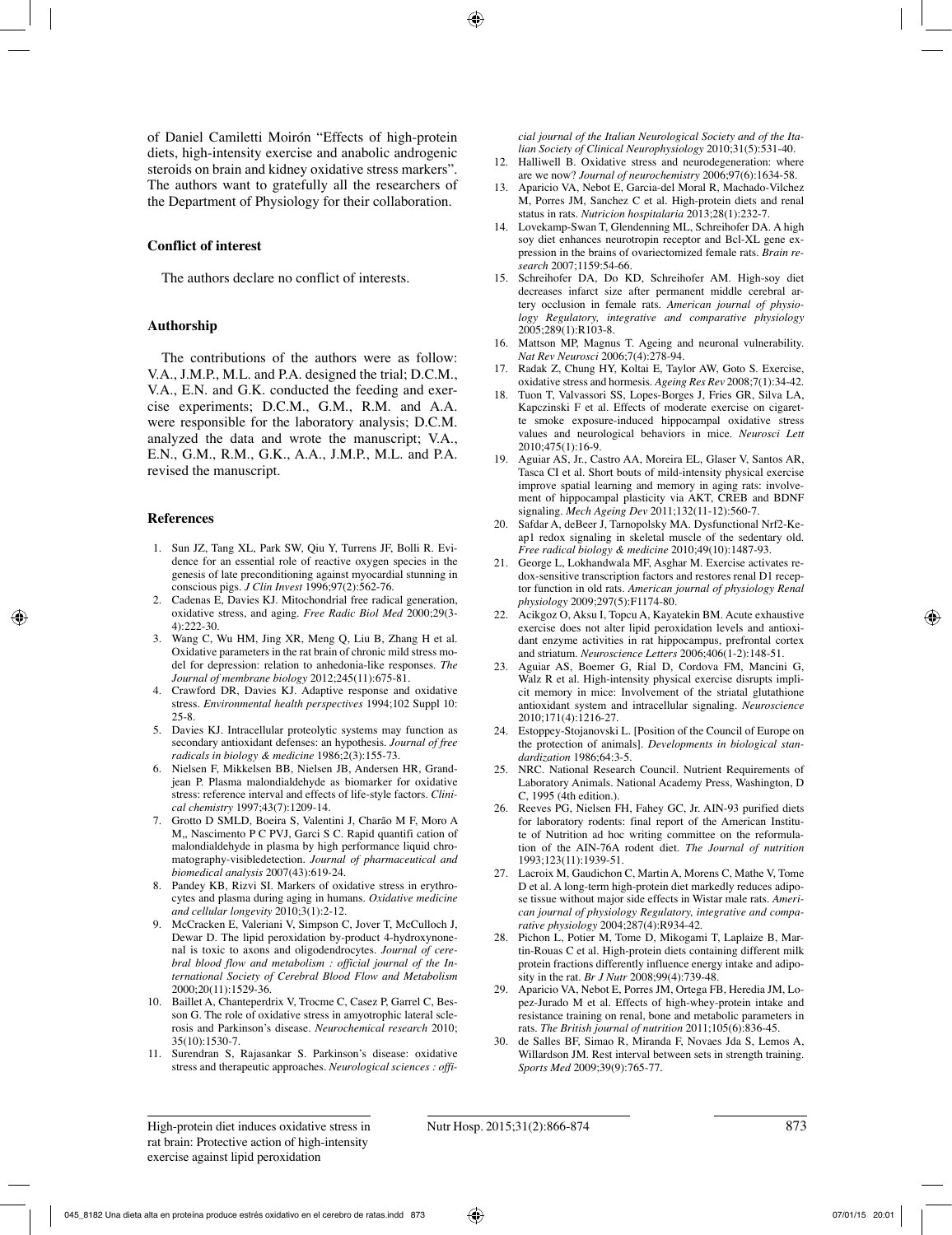of Daniel Camiletti Moirón "Effects of high-protein diets, high-intensity exercise and anabolic androgenic steroids on brain and kidney oxidative stress markers". The authors want to gratefully all the researchers of the Department of Physiology for their collaboration.

### Conflict of interest

The authors declare no conflict of interests.

### Authorship

The contributions of the authors were as follow: V.A., J.M.P., M.L. and P.A. designed the trial; D.C.M., V.A., E.N. and G.K. conducted the feeding and exercise experiments; D.C.M., G.M., R.M. and A.A. were responsible for the laboratory analysis; D.C.M. analyzed the data and wrote the manuscript; V.A., E.N., G.M., R.M., G.K., A.A., J.M.P., M.L. and P.A. revised the manuscript.

### References

1. Sun JZ, Tang XL, Park SW, Qiu Y, Turrens JF, Bolli R. Evidence for an essential role of reactive oxygen species in the genesis of late preconditioning against myocardial stunning in conscious pigs. *J Clin Invest* 1996;97(2):562-76.
2. Cadenas E, Davies KJ. Mitochondrial free radical generation, oxidative stress, and aging. *Free Radic Biol Med* 2000;29(3-4):222-30.
3. Wang C, Wu HM, Jing XR, Meng Q, Liu B, Zhang H et al. Oxidative parameters in the rat brain of chronic mild stress model for depression: relation to anhedonia-like responses. *The Journal of membrane biology* 2012;245(11):675-81.
4. Crawford DR, Davies KJ. Adaptive response and oxidative stress. *Environmental health perspectives* 1994;102 Suppl 10: 25-8.
5. Davies KJ. Intracellular proteolytic systems may function as secondary antioxidant defenses: an hypothesis. *Journal of free radicals in biology & medicine* 1986;2(3):155-73.
6. Nielsen F, Mikkelsen BB, Nielsen JB, Andersen HR, Grandjean P. Plasma malondialdehyde as biomarker for oxidative stress: reference interval and effects of life-style factors. *Clinical chemistry* 1997;43(7):1209-14.
7. Grotto D SMLD, Boeira S, Valentini J, Charão M F, Moro A M,, Nascimento P C PVJ, Garci S C. Rapid quantifi cation of malondialdehyde in plasma by high performance liquid chromatography-visibledetection. *Journal of pharmaceutical and biomedical analysis* 2007(43):619-24.
8. Pandey KB, Rizvi SI. Markers of oxidative stress in erythrocytes and plasma during aging in humans. *Oxidative medicine and cellular longevity* 2010;3(1):2-12.
9. McCracken E, Valeriani V, Simpson C, Jover T, McCulloch J, Dewar D. The lipid peroxidation by-product 4-hydroxynonenal is toxic to axons and oligodendrocytes. *Journal of cerebral blood flow and metabolism : official journal of the International Society of Cerebral Blood Flow and Metabolism* 2000;20(11):1529-36.
10. Baillet A, Chanteperdrix V, Trocme C, Casez P, Garrel C, Besson G. The role of oxidative stress in amyotrophic lateral sclerosis and Parkinson's disease. *Neurochemical research* 2010; 35(10):1530-7.
11. Surendran S, Rajasankar S. Parkinson's disease: oxidative stress and therapeutic approaches. *Neurological sciences : official journal of the Italian Neurological Society and of the Italian Society of Clinical Neurophysiology* 2010;31(5):531-40.
12. Halliwell B. Oxidative stress and neurodegeneration: where are we now? *Journal of neurochemistry* 2006;97(6):1634-58.
13. Aparicio VA, Nebot E, Garcia-del Moral R, Machado-Vilchez M, Porres JM, Sanchez C et al. High-protein diets and renal status in rats. *Nutricion hospitalaria* 2013;28(1):232-7.
14. Lovekamp-Swan T, Glendenning ML, Schreihofer DA. A high soy diet enhances neurotropin receptor and Bcl-XL gene expression in the brains of ovariectomized female rats. *Brain research* 2007;1159:54-66.
15. Schreihofer DA, Do KD, Schreihofer AM. High-soy diet decreases infarct size after permanent middle cerebral artery occlusion in female rats. *American journal of physiology Regulatory, integrative and comparative physiology* 2005;289(1):R103-8.
16. Mattson MP, Magnus T. Ageing and neuronal vulnerability. *Nat Rev Neurosci* 2006;7(4):278-94.
17. Radak Z, Chung HY, Koltai E, Taylor AW, Goto S. Exercise, oxidative stress and hormesis. *Ageing Res Rev* 2008;7(1):34-42.
18. Tuon T, Valvassori SS, Lopes-Borges J, Fries GR, Silva LA, Kapczinski F et al. Effects of moderate exercise on cigarette smoke exposure-induced hippocampal oxidative stress values and neurological behaviors in mice. *Neurosci Lett* 2010;475(1):16-9.
19. Aguiar AS, Jr., Castro AA, Moreira EL, Glaser V, Santos AR, Tasca CI et al. Short bouts of mild-intensity physical exercise improve spatial learning and memory in aging rats: involvement of hippocampal plasticity via AKT, CREB and BDNF signaling. *Mech Ageing Dev* 2011;132(11-12):560-7.
20. Safdar A, deBeer J, Tarnopolsky MA. Dysfunctional Nrf2-Keap1 redox signaling in skeletal muscle of the sedentary old. *Free radical biology & medicine* 2010;49(10):1487-93.
21. George L, Lokhandwala MF, Asghar M. Exercise activates redox-sensitive transcription factors and restores renal D1 receptor function in old rats. *American journal of physiology Renal physiology* 2009;297(5):F1174-80.
22. Acikgoz O, Aksu I, Topcu A, Kayatekin BM. Acute exhaustive exercise does not alter lipid peroxidation levels and antioxidant enzyme activities in rat hippocampus, prefrontal cortex and striatum. *Neuroscience Letters* 2006;406(1-2):148-51.
23. Aguiar AS, Boemer G, Rial D, Cordova FM, Mancini G, Walz R et al. High-intensity physical exercise disrupts implicit memory in mice: Involvement of the striatal glutathione antioxidant system and intracellular signaling. *Neuroscience* 2010;171(4):1216-27.
24. Estoppey-Stojanovski L. [Position of the Council of Europe on the protection of animals]. *Developments in biological standardization* 1986;64:3-5.
25. NRC. National Research Council. Nutrient Requirements of Laboratory Animals. National Academy Press, Washington, D C, 1995 (4th edition.).
26. Reeves PG, Nielsen FH, Fahey GC, Jr. AIN-93 purified diets for laboratory rodents: final report of the American Institute of Nutrition ad hoc writing committee on the reformulation of the AIN-76A rodent diet. *The Journal of nutrition* 1993;123(11):1939-51.
27. Lacroix M, Gaudichon C, Martin A, Morens C, Mathe V, Tome D et al. A long-term high-protein diet markedly reduces adipose tissue without major side effects in Wistar male rats. *American journal of physiology Regulatory, integrative and comparative physiology* 2004;287(4):R934-42.
28. Pichon L, Potier M, Tome D, Mikogami T, Laplaize B, Martin-Rouas C et al. High-protein diets containing different milk protein fractions differently influence energy intake and adiposity in the rat. *Br J Nutr* 2008;99(4):739-48.
29. Aparicio VA, Nebot E, Porres JM, Ortega FB, Heredia JM, Lopez-Jurado M et al. Effects of high-whey-protein intake and resistance training on renal, bone and metabolic parameters in rats. *The British journal of nutrition* 2011;105(6):836-45.
30. de Salles BF, Simao R, Miranda F, Novaes Jda S, Lemos A, Willardson JM. Rest interval between sets in strength training. *Sports Med* 2009;39(9):765-77.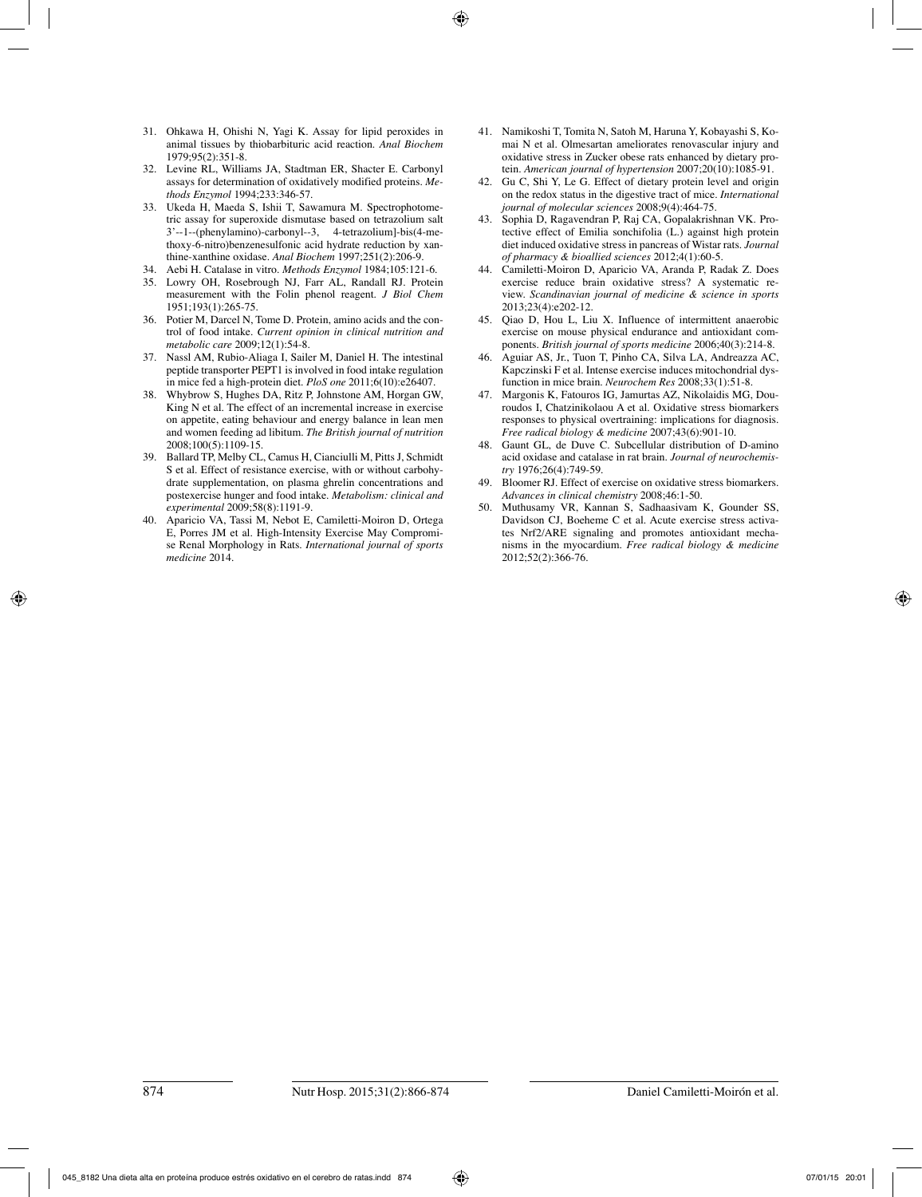31. Ohkawa H, Ohishi N, Yagi K. Assay for lipid peroxides in animal tissues by thiobarbituric acid reaction. *Anal Biochem* 1979;95(2):351-8.
32. Levine RL, Williams JA, Stadtman ER, Shacter E. Carbonyl assays for determination of oxidatively modified proteins. *Methods Enzymol* 1994;233:346-57.
33. Ukeda H, Maeda S, Ishii T, Sawamura M. Spectrophotometric assay for superoxide dismutase based on tetrazolium salt 3'--1--(phenylamino)-carbonyl--3, 4-tetrazolium]-bis(4-methoxy-6-nitro)benzenesulfonic acid hydrate reduction by xanthine-xanthine oxidase. *Anal Biochem* 1997;251(2):206-9.
34. Aebi H. Catalase in vitro. *Methods Enzymol* 1984;105:121-6.
35. Lowry OH, Rosebrough NJ, Farr AL, Randall RJ. Protein measurement with the Folin phenol reagent. *J Biol Chem* 1951;193(1):265-75.
36. Potier M, Darcel N, Tome D. Protein, amino acids and the control of food intake. *Current opinion in clinical nutrition and metabolic care* 2009;12(1):54-8.
37. Nassl AM, Rubio-Aliaga I, Sailer M, Daniel H. The intestinal peptide transporter PEPT1 is involved in food intake regulation in mice fed a high-protein diet. *PloS one* 2011;6(10):e26407.
38. Whybrow S, Hughes DA, Ritz P, Johnstone AM, Horgan GW, King N et al. The effect of an incremental increase in exercise on appetite, eating behaviour and energy balance in lean men and women feeding ad libitum. *The British journal of nutrition* 2008;100(5):1109-15.
39. Ballard TP, Melby CL, Camus H, Cianciulli M, Pitts J, Schmidt S et al. Effect of resistance exercise, with or without carbohydrate supplementation, on plasma ghrelin concentrations and postexercise hunger and food intake. *Metabolism: clinical and experimental* 2009;58(8):1191-9.
40. Aparicio VA, Tassi M, Nebot E, Camiletti-Moiron D, Ortega E, Porres JM et al. High-Intensity Exercise May Compromise Renal Morphology in Rats. *International journal of sports medicine* 2014.
41. Namikoshi T, Tomita N, Satoh M, Haruna Y, Kobayashi S, Komai N et al. Olmesartan ameliorates renovascular injury and oxidative stress in Zucker obese rats enhanced by dietary protein. *American journal of hypertension* 2007;20(10):1085-91.
42. Gu C, Shi Y, Le G. Effect of dietary protein level and origin on the redox status in the digestive tract of mice. *International journal of molecular sciences* 2008;9(4):464-75.
43. Sophia D, Ragavendran P, Raj CA, Gopalakrishnan VK. Protective effect of Emilia sonchifolia (L.) against high protein diet induced oxidative stress in pancreas of Wistar rats. *Journal of pharmacy & bioallied sciences* 2012;4(1):60-5.
44. Camiletti-Moiron D, Aparicio VA, Aranda P, Radak Z. Does exercise reduce brain oxidative stress? A systematic review. *Scandinavian journal of medicine & science in sports* 2013;23(4):e202-12.
45. Qiao D, Hou L, Liu X. Influence of intermittent anaerobic exercise on mouse physical endurance and antioxidant components. *British journal of sports medicine* 2006;40(3):214-8.
46. Aguiar AS, Jr., Tuon T, Pinho CA, Silva LA, Andreazza AC, Kapczinski F et al. Intense exercise induces mitochondrial dysfunction in mice brain. *Neurochem Res* 2008;33(1):51-8.
47. Margonis K, Fatouros IG, Jamurtas AZ, Nikolaidis MG, Douroudos I, Chatzinikolaou A et al. Oxidative stress biomarkers responses to physical overtraining: implications for diagnosis. *Free radical biology & medicine* 2007;43(6):901-10.
48. Gaunt GL, de Duve C. Subcellular distribution of D-amino acid oxidase and catalase in rat brain. *Journal of neurochemistry* 1976;26(4):749-59.
49. Bloomer RJ. Effect of exercise on oxidative stress biomarkers. *Advances in clinical chemistry* 2008;46:1-50.
50. Muthusamy VR, Kannan S, Sadhaasivam K, Gounder SS, Davidson CJ, Boeheme C et al. Acute exercise stress activates Nrf2/ARE signaling and promotes antioxidant mechanisms in the myocardium. *Free radical biology & medicine* 2012;52(2):366-76.